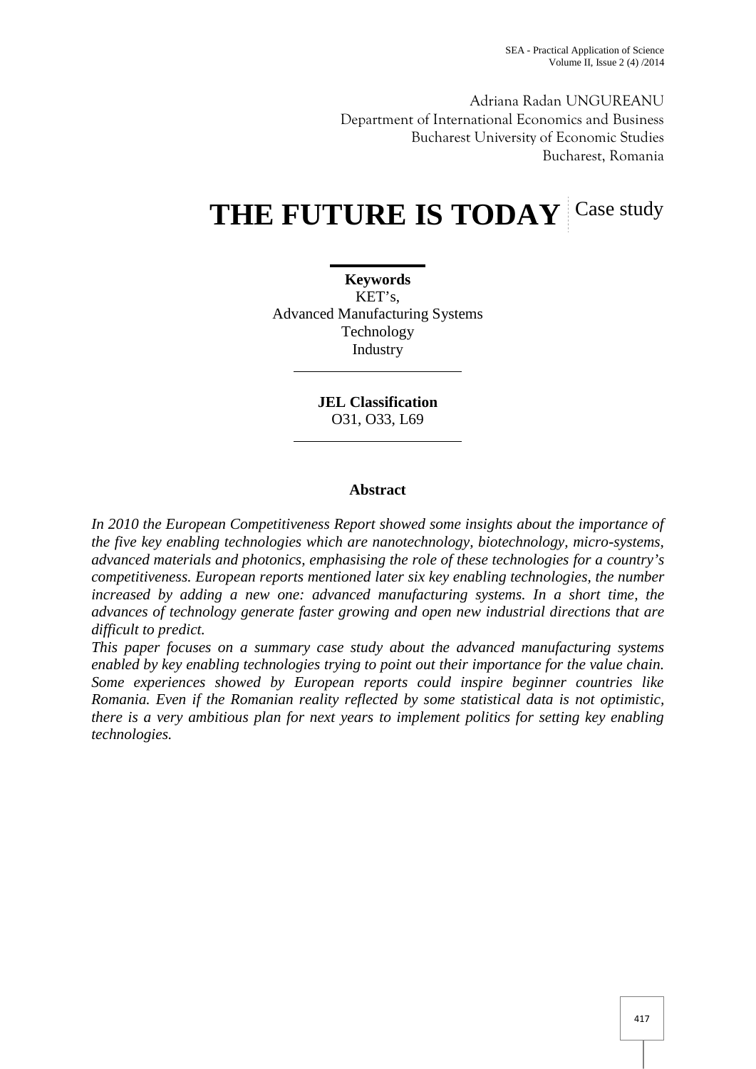Adriana Radan UNGUREANU
Department of International Economics and Business
Bucharest University of Economic Studies
Bucharest, Romania

# THE FUTURE IS TODAY

Case study

**Keywords**
KET's,
Advanced Manufacturing Systems
Technology
Industry

**JEL Classification**
O31, O33, L69

## Abstract

*In 2010 the European Competitiveness Report showed some insights about the importance of the five key enabling technologies which are nanotechnology, biotechnology, micro-systems, advanced materials and photonics, emphasising the role of these technologies for a country's competitiveness. European reports mentioned later six key enabling technologies, the number increased by adding a new one: advanced manufacturing systems. In a short time, the advances of technology generate faster growing and open new industrial directions that are difficult to predict.*

*This paper focuses on a summary case study about the advanced manufacturing systems enabled by key enabling technologies trying to point out their importance for the value chain. Some experiences showed by European reports could inspire beginner countries like Romania. Even if the Romanian reality reflected by some statistical data is not optimistic, there is a very ambitious plan for next years to implement politics for setting key enabling technologies.*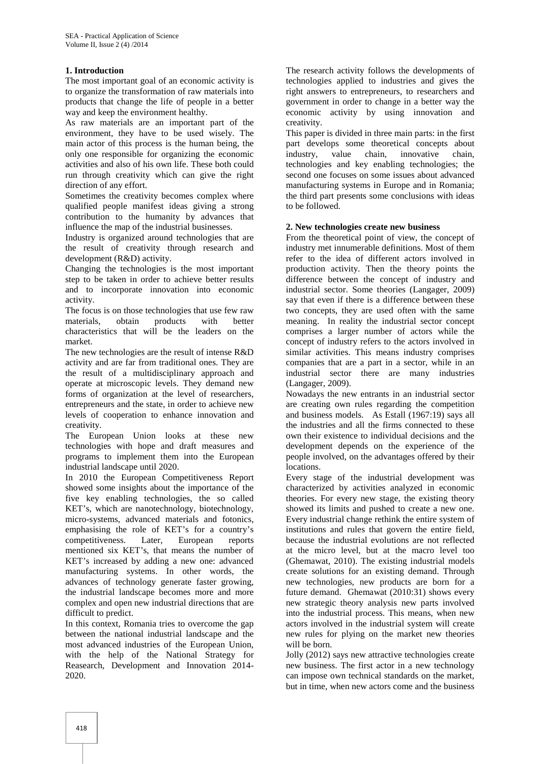## 1. Introduction

The most important goal of an economic activity is to organize the transformation of raw materials into products that change the life of people in a better way and keep the environment healthy.

As raw materials are an important part of the environment, they have to be used wisely. The main actor of this process is the human being, the only one responsible for organizing the economic activities and also of his own life. These both could run through creativity which can give the right direction of any effort.

Sometimes the creativity becomes complex where qualified people manifest ideas giving a strong contribution to the humanity by advances that influence the map of the industrial businesses.

Industry is organized around technologies that are the result of creativity through research and development (R&D) activity.

Changing the technologies is the most important step to be taken in order to achieve better results and to incorporate innovation into economic activity.

The focus is on those technologies that use few raw materials, obtain products with better characteristics that will be the leaders on the market.

The new technologies are the result of intense R&D activity and are far from traditional ones. They are the result of a multidisciplinary approach and operate at microscopic levels. They demand new forms of organization at the level of researchers, entrepreneurs and the state, in order to achieve new levels of cooperation to enhance innovation and creativity.

The European Union looks at these new technologies with hope and draft measures and programs to implement them into the European industrial landscape until 2020.

In 2010 the European Competitiveness Report showed some insights about the importance of the five key enabling technologies, the so called KET's, which are nanotechnology, biotechnology, micro-systems, advanced materials and fotonics, emphasising the role of KET's for a country's competitiveness. Later, European reports mentioned six KET's, that means the number of KET's increased by adding a new one: advanced manufacturing systems. In other words, the advances of technology generate faster growing, the industrial landscape becomes more and more complex and open new industrial directions that are difficult to predict.

In this context, Romania tries to overcome the gap between the national industrial landscape and the most advanced industries of the European Union, with the help of the National Strategy for Reasearch, Development and Innovation 2014-2020.

The research activity follows the developments of technologies applied to industries and gives the right answers to entrepreneurs, to researchers and government in order to change in a better way the economic activity by using innovation and creativity.

This paper is divided in three main parts: in the first part develops some theoretical concepts about industry, value chain, innovative chain, technologies and key enabling technologies; the second one focuses on some issues about advanced manufacturing systems in Europe and in Romania; the third part presents some conclusions with ideas to be followed.

## 2. New technologies create new business

From the theoretical point of view, the concept of industry met innumerable definitions. Most of them refer to the idea of different actors involved in production activity. Then the theory points the difference between the concept of industry and industrial sector. Some theories (Langager, 2009) say that even if there is a difference between these two concepts, they are used often with the same meaning. In reality the industrial sector concept comprises a larger number of actors while the concept of industry refers to the actors involved in similar activities. This means industry comprises companies that are a part in a sector, while in an industrial sector there are many industries (Langager, 2009).

Nowadays the new entrants in an industrial sector are creating own rules regarding the competition and business models. As Estall (1967:19) says all the industries and all the firms connected to these own their existence to individual decisions and the development depends on the experience of the people involved, on the advantages offered by their locations.

Every stage of the industrial development was characterized by activities analyzed in economic theories. For every new stage, the existing theory showed its limits and pushed to create a new one. Every industrial change rethink the entire system of institutions and rules that govern the entire field, because the industrial evolutions are not reflected at the micro level, but at the macro level too (Ghemawat, 2010). The existing industrial models create solutions for an existing demand. Through new technologies, new products are born for a future demand. Ghemawat (2010:31) shows every new strategic theory analysis new parts involved into the industrial process. This means, when new actors involved in the industrial system will create new rules for plying on the market new theories will be born.

Jolly (2012) says new attractive technologies create new business. The first actor in a new technology can impose own technical standards on the market, but in time, when new actors come and the business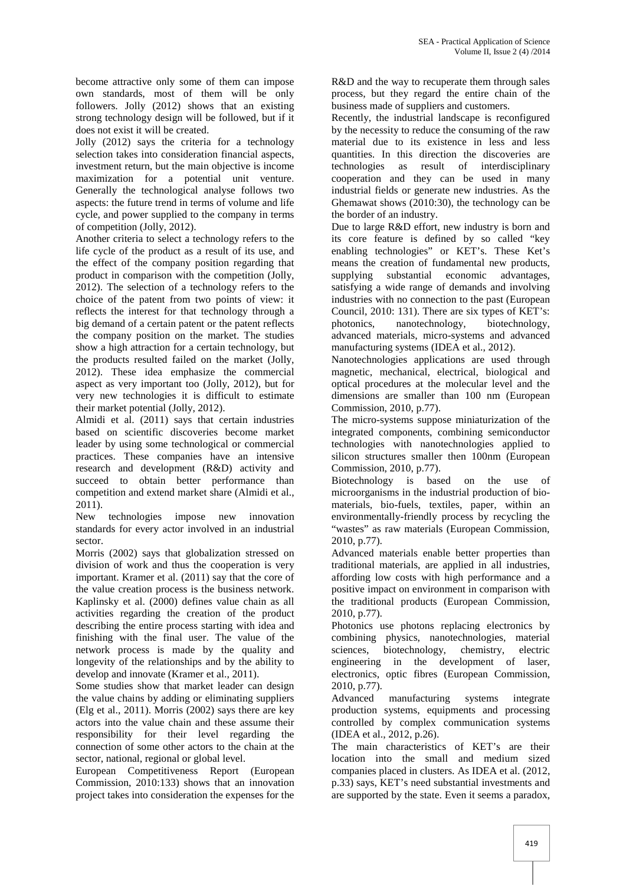become attractive only some of them can impose own standards, most of them will be only followers. Jolly (2012) shows that an existing strong technology design will be followed, but if it does not exist it will be created.

Jolly (2012) says the criteria for a technology selection takes into consideration financial aspects, investment return, but the main objective is income maximization for a potential unit venture. Generally the technological analyse follows two aspects: the future trend in terms of volume and life cycle, and power supplied to the company in terms of competition (Jolly, 2012).

Another criteria to select a technology refers to the life cycle of the product as a result of its use, and the effect of the company position regarding that product in comparison with the competition (Jolly, 2012). The selection of a technology refers to the choice of the patent from two points of view: it reflects the interest for that technology through a big demand of a certain patent or the patent reflects the company position on the market. The studies show a high attraction for a certain technology, but the products resulted failed on the market (Jolly, 2012). These idea emphasize the commercial aspect as very important too (Jolly, 2012), but for very new technologies it is difficult to estimate their market potential (Jolly, 2012).

Almidi et al. (2011) says that certain industries based on scientific discoveries become market leader by using some technological or commercial practices. These companies have an intensive research and development (R&D) activity and succeed to obtain better performance than competition and extend market share (Almidi et al., 2011).

New technologies impose new innovation standards for every actor involved in an industrial sector.

Morris (2002) says that globalization stressed on division of work and thus the cooperation is very important. Kramer et al. (2011) say that the core of the value creation process is the business network. Kaplinsky et al. (2000) defines value chain as all activities regarding the creation of the product describing the entire process starting with idea and finishing with the final user. The value of the network process is made by the quality and longevity of the relationships and by the ability to develop and innovate (Kramer et al., 2011).

Some studies show that market leader can design the value chains by adding or eliminating suppliers (Elg et al., 2011). Morris (2002) says there are key actors into the value chain and these assume their responsibility for their level regarding the connection of some other actors to the chain at the sector, national, regional or global level.

European Competitiveness Report (European Commission, 2010:133) shows that an innovation project takes into consideration the expenses for the R&D and the way to recuperate them through sales process, but they regard the entire chain of the business made of suppliers and customers.

Recently, the industrial landscape is reconfigured by the necessity to reduce the consuming of the raw material due to its existence in less and less quantities. In this direction the discoveries are technologies as result of interdisciplinary cooperation and they can be used in many industrial fields or generate new industries. As the Ghemawat shows (2010:30), the technology can be the border of an industry.

Due to large R&D effort, new industry is born and its core feature is defined by so called "key enabling technologies" or KET's. These Ket's means the creation of fundamental new products, supplying substantial economic advantages, satisfying a wide range of demands and involving industries with no connection to the past (European Council, 2010: 131). There are six types of KET's: photonics, nanotechnology, biotechnology, advanced materials, micro-systems and advanced manufacturing systems (IDEA et al., 2012).

Nanotechnologies applications are used through magnetic, mechanical, electrical, biological and optical procedures at the molecular level and the dimensions are smaller than 100 nm (European Commission, 2010, p.77).

The micro-systems suppose miniaturization of the integrated components, combining semiconductor technologies with nanotechnologies applied to silicon structures smaller then 100nm (European Commission, 2010, p.77).

Biotechnology is based on the use of microorganisms in the industrial production of bio-materials, bio-fuels, textiles, paper, within an environmentally-friendly process by recycling the "wastes" as raw materials (European Commission, 2010, p.77).

Advanced materials enable better properties than traditional materials, are applied in all industries, affording low costs with high performance and a positive impact on environment in comparison with the traditional products (European Commission, 2010, p.77).

Photonics use photons replacing electronics by combining physics, nanotechnologies, material sciences, biotechnology, chemistry, electric engineering in the development of laser, electronics, optic fibres (European Commission, 2010, p.77).

Advanced manufacturing systems integrate production systems, equipments and processing controlled by complex communication systems (IDEA et al., 2012, p.26).

The main characteristics of KET's are their location into the small and medium sized companies placed in clusters. As IDEA et al. (2012, p.33) says, KET's need substantial investments and are supported by the state. Even it seems a paradox,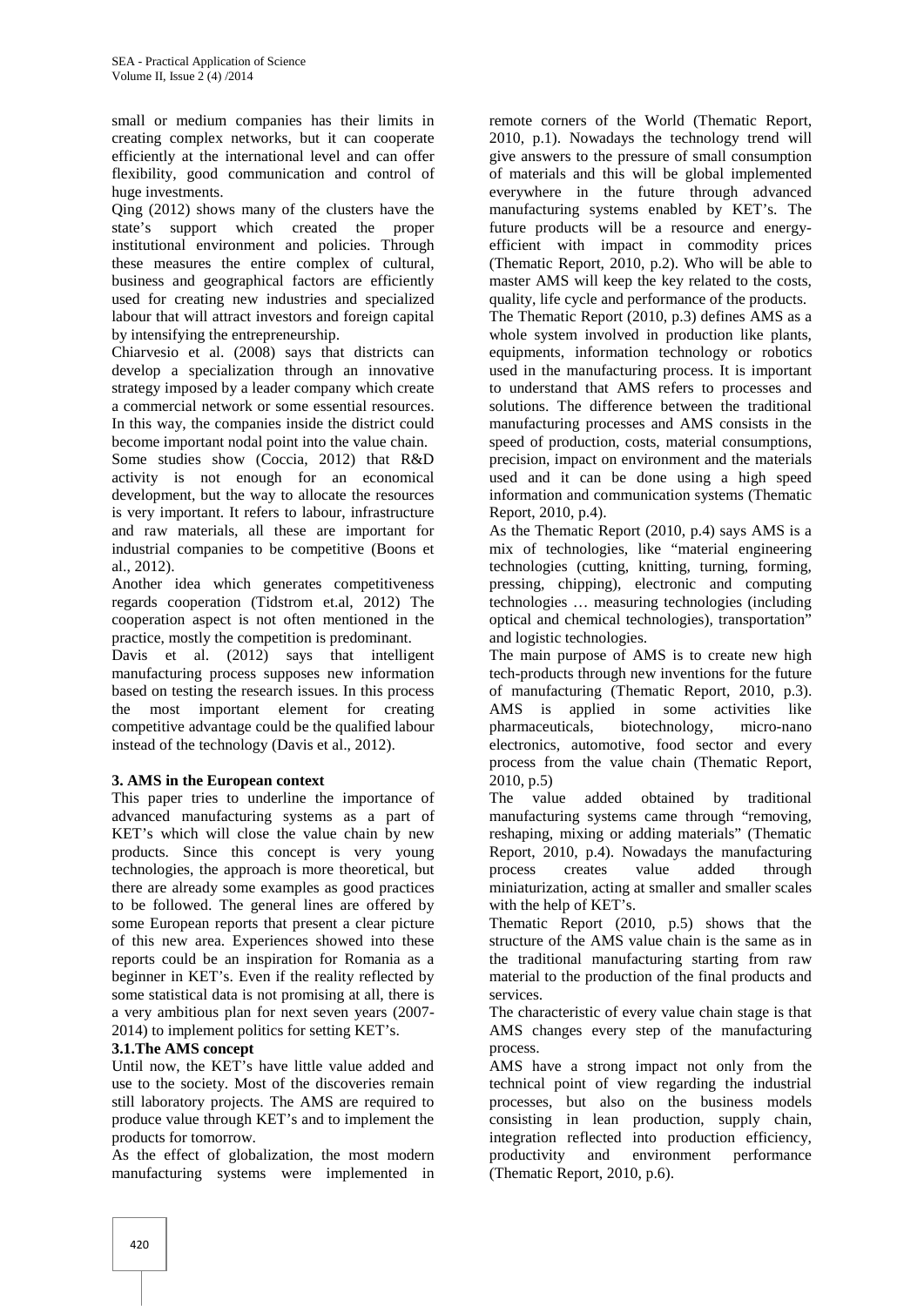small or medium companies has their limits in creating complex networks, but it can cooperate efficiently at the international level and can offer flexibility, good communication and control of huge investments.

Qing (2012) shows many of the clusters have the state's support which created the proper institutional environment and policies. Through these measures the entire complex of cultural, business and geographical factors are efficiently used for creating new industries and specialized labour that will attract investors and foreign capital by intensifying the entrepreneurship.

Chiarvesio et al. (2008) says that districts can develop a specialization through an innovative strategy imposed by a leader company which create a commercial network or some essential resources. In this way, the companies inside the district could become important nodal point into the value chain.

Some studies show (Coccia, 2012) that R&D activity is not enough for an economical development, but the way to allocate the resources is very important. It refers to labour, infrastructure and raw materials, all these are important for industrial companies to be competitive (Boons et al., 2012).

Another idea which generates competitiveness regards cooperation (Tidstrom et.al, 2012) The cooperation aspect is not often mentioned in the practice, mostly the competition is predominant.

Davis et al. (2012) says that intelligent manufacturing process supposes new information based on testing the research issues. In this process the most important element for creating competitive advantage could be the qualified labour instead of the technology (Davis et al., 2012).

## 3. AMS in the European context

This paper tries to underline the importance of advanced manufacturing systems as a part of KET's which will close the value chain by new products. Since this concept is very young technologies, the approach is more theoretical, but there are already some examples as good practices to be followed. The general lines are offered by some European reports that present a clear picture of this new area. Experiences showed into these reports could be an inspiration for Romania as a beginner in KET's. Even if the reality reflected by some statistical data is not promising at all, there is a very ambitious plan for next seven years (2007-2014) to implement politics for setting KET's.

### 3.1.The AMS concept

Until now, the KET's have little value added and use to the society. Most of the discoveries remain still laboratory projects. The AMS are required to produce value through KET's and to implement the products for tomorrow.

As the effect of globalization, the most modern manufacturing systems were implemented in remote corners of the World (Thematic Report, 2010, p.1). Nowadays the technology trend will give answers to the pressure of small consumption of materials and this will be global implemented everywhere in the future through advanced manufacturing systems enabled by KET's. The future products will be a resource and energy-efficient with impact in commodity prices (Thematic Report, 2010, p.2). Who will be able to master AMS will keep the key related to the costs, quality, life cycle and performance of the products.

The Thematic Report (2010, p.3) defines AMS as a whole system involved in production like plants, equipments, information technology or robotics used in the manufacturing process. It is important to understand that AMS refers to processes and solutions. The difference between the traditional manufacturing processes and AMS consists in the speed of production, costs, material consumptions, precision, impact on environment and the materials used and it can be done using a high speed information and communication systems (Thematic Report, 2010, p.4).

As the Thematic Report (2010, p.4) says AMS is a mix of technologies, like "material engineering technologies (cutting, knitting, turning, forming, pressing, chipping), electronic and computing technologies … measuring technologies (including optical and chemical technologies), transportation" and logistic technologies.

The main purpose of AMS is to create new high tech-products through new inventions for the future of manufacturing (Thematic Report, 2010, p.3). AMS is applied in some activities like pharmaceuticals, biotechnology, micro-nano electronics, automotive, food sector and every process from the value chain (Thematic Report, 2010, p.5)

The value added obtained by traditional manufacturing systems came through "removing, reshaping, mixing or adding materials" (Thematic Report, 2010, p.4). Nowadays the manufacturing process creates value added through miniaturization, acting at smaller and smaller scales with the help of KET's.

Thematic Report (2010, p.5) shows that the structure of the AMS value chain is the same as in the traditional manufacturing starting from raw material to the production of the final products and services.

The characteristic of every value chain stage is that AMS changes every step of the manufacturing process.

AMS have a strong impact not only from the technical point of view regarding the industrial processes, but also on the business models consisting in lean production, supply chain, integration reflected into production efficiency, productivity and environment performance (Thematic Report, 2010, p.6).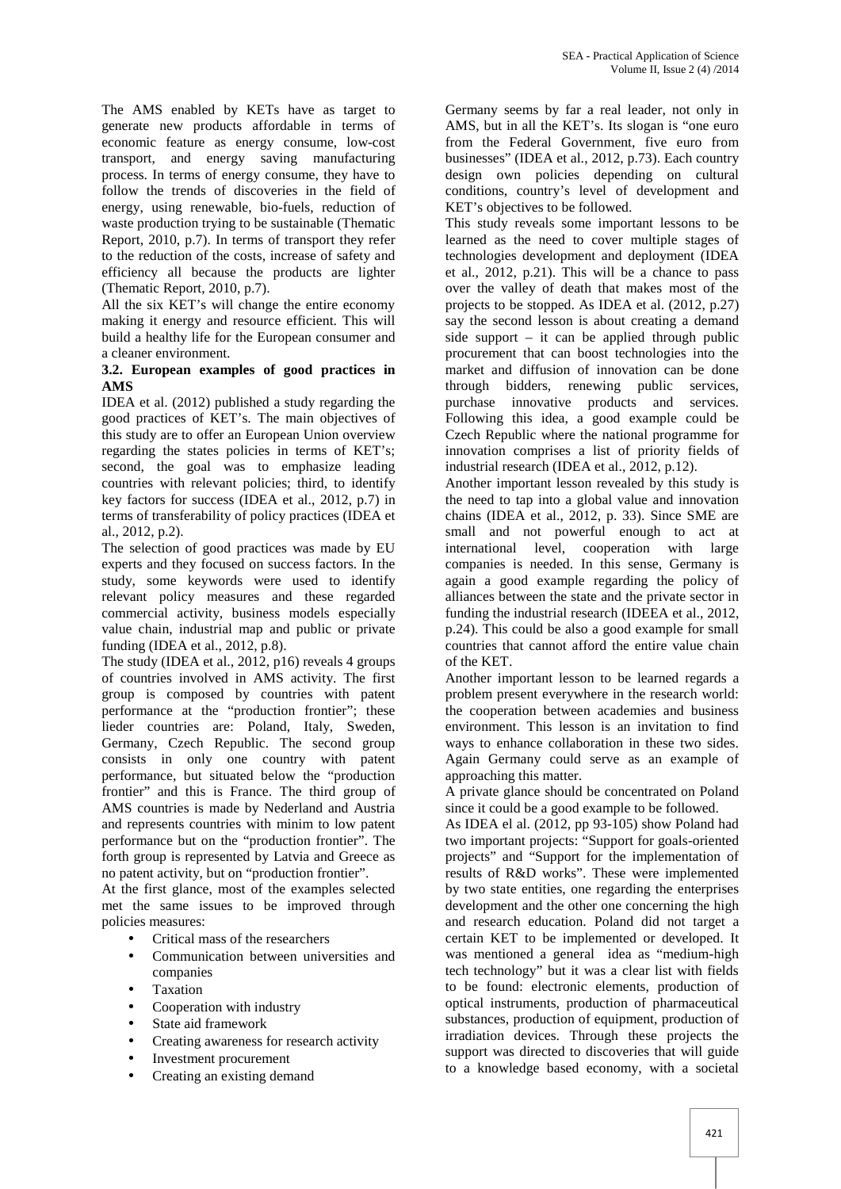The AMS enabled by KETs have as target to generate new products affordable in terms of economic feature as energy consume, low-cost transport, and energy saving manufacturing process. In terms of energy consume, they have to follow the trends of discoveries in the field of energy, using renewable, bio-fuels, reduction of waste production trying to be sustainable (Thematic Report, 2010, p.7). In terms of transport they refer to the reduction of the costs, increase of safety and efficiency all because the products are lighter (Thematic Report, 2010, p.7).

All the six KET's will change the entire economy making it energy and resource efficient. This will build a healthy life for the European consumer and a cleaner environment.

**3.2. European examples of good practices in AMS**

IDEA et al. (2012) published a study regarding the good practices of KET's. The main objectives of this study are to offer an European Union overview regarding the states policies in terms of KET's; second, the goal was to emphasize leading countries with relevant policies; third, to identify key factors for success (IDEA et al., 2012, p.7) in terms of transferability of policy practices (IDEA et al., 2012, p.2).

The selection of good practices was made by EU experts and they focused on success factors. In the study, some keywords were used to identify relevant policy measures and these regarded commercial activity, business models especially value chain, industrial map and public or private funding (IDEA et al., 2012, p.8).

The study (IDEA et al., 2012, p16) reveals 4 groups of countries involved in AMS activity. The first group is composed by countries with patent performance at the "production frontier"; these lieder countries are: Poland, Italy, Sweden, Germany, Czech Republic. The second group consists in only one country with patent performance, but situated below the "production frontier" and this is France. The third group of AMS countries is made by Nederland and Austria and represents countries with minim to low patent performance but on the "production frontier". The forth group is represented by Latvia and Greece as no patent activity, but on "production frontier".

At the first glance, most of the examples selected met the same issues to be improved through policies measures:

- Critical mass of the researchers
- Communication between universities and companies
- Taxation
- Cooperation with industry
- State aid framework
- Creating awareness for research activity
- Investment procurement
- Creating an existing demand

Germany seems by far a real leader, not only in AMS, but in all the KET's. Its slogan is "one euro from the Federal Government, five euro from businesses" (IDEA et al., 2012, p.73). Each country design own policies depending on cultural conditions, country's level of development and KET's objectives to be followed.

This study reveals some important lessons to be learned as the need to cover multiple stages of technologies development and deployment (IDEA et al., 2012, p.21). This will be a chance to pass over the valley of death that makes most of the projects to be stopped. As IDEA et al. (2012, p.27) say the second lesson is about creating a demand side support – it can be applied through public procurement that can boost technologies into the market and diffusion of innovation can be done through bidders, renewing public services, purchase innovative products and services. Following this idea, a good example could be Czech Republic where the national programme for innovation comprises a list of priority fields of industrial research (IDEA et al., 2012, p.12).

Another important lesson revealed by this study is the need to tap into a global value and innovation chains (IDEA et al., 2012, p. 33). Since SME are small and not powerful enough to act at international level, cooperation with large companies is needed. In this sense, Germany is again a good example regarding the policy of alliances between the state and the private sector in funding the industrial research (IDEEA et al., 2012, p.24). This could be also a good example for small countries that cannot afford the entire value chain of the KET.

Another important lesson to be learned regards a problem present everywhere in the research world: the cooperation between academies and business environment. This lesson is an invitation to find ways to enhance collaboration in these two sides. Again Germany could serve as an example of approaching this matter.

A private glance should be concentrated on Poland since it could be a good example to be followed.

As IDEA el al. (2012, pp 93-105) show Poland had two important projects: "Support for goals-oriented projects" and "Support for the implementation of results of R&D works". These were implemented by two state entities, one regarding the enterprises development and the other one concerning the high and research education. Poland did not target a certain KET to be implemented or developed. It was mentioned a general idea as "medium-high tech technology" but it was a clear list with fields to be found: electronic elements, production of optical instruments, production of pharmaceutical substances, production of equipment, production of irradiation devices. Through these projects the support was directed to discoveries that will guide to a knowledge based economy, with a societal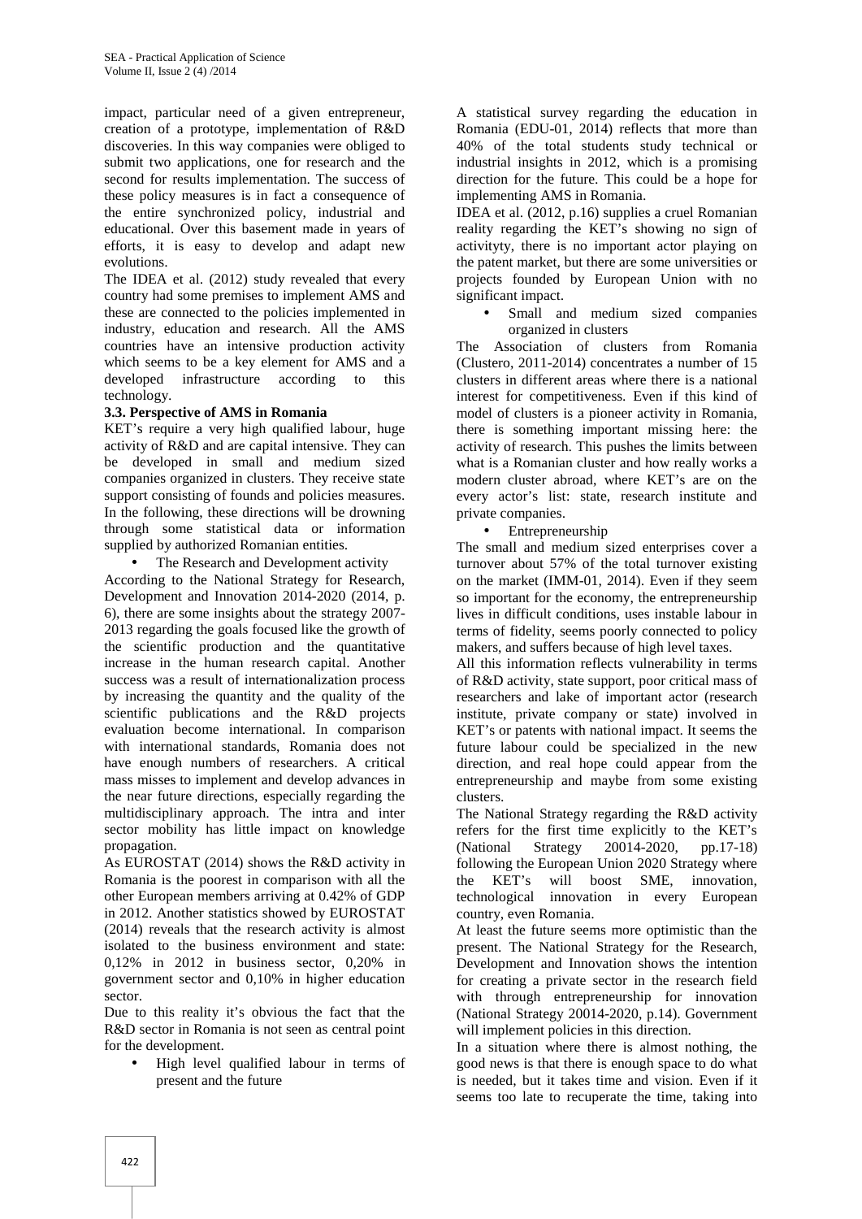impact, particular need of a given entrepreneur, creation of a prototype, implementation of R&D discoveries. In this way companies were obliged to submit two applications, one for research and the second for results implementation. The success of these policy measures is in fact a consequence of the entire synchronized policy, industrial and educational. Over this basement made in years of efforts, it is easy to develop and adapt new evolutions.

The IDEA et al. (2012) study revealed that every country had some premises to implement AMS and these are connected to the policies implemented in industry, education and research. All the AMS countries have an intensive production activity which seems to be a key element for AMS and a developed infrastructure according to this technology.

### 3.3. Perspective of AMS in Romania

KET's require a very high qualified labour, huge activity of R&D and are capital intensive. They can be developed in small and medium sized companies organized in clusters. They receive state support consisting of founds and policies measures. In the following, these directions will be drowning through some statistical data or information supplied by authorized Romanian entities.

- The Research and Development activity

According to the National Strategy for Research, Development and Innovation 2014-2020 (2014, p. 6), there are some insights about the strategy 2007-2013 regarding the goals focused like the growth of the scientific production and the quantitative increase in the human research capital. Another success was a result of internationalization process by increasing the quantity and the quality of the scientific publications and the R&D projects evaluation become international. In comparison with international standards, Romania does not have enough numbers of researchers. A critical mass misses to implement and develop advances in the near future directions, especially regarding the multidisciplinary approach. The intra and inter sector mobility has little impact on knowledge propagation.

As EUROSTAT (2014) shows the R&D activity in Romania is the poorest in comparison with all the other European members arriving at 0.42% of GDP in 2012. Another statistics showed by EUROSTAT (2014) reveals that the research activity is almost isolated to the business environment and state: 0,12% in 2012 in business sector, 0,20% in government sector and 0,10% in higher education sector.

Due to this reality it's obvious the fact that the R&D sector in Romania is not seen as central point for the development.

- High level qualified labour in terms of present and the future

A statistical survey regarding the education in Romania (EDU-01, 2014) reflects that more than 40% of the total students study technical or industrial insights in 2012, which is a promising direction for the future. This could be a hope for implementing AMS in Romania.

IDEA et al. (2012, p.16) supplies a cruel Romanian reality regarding the KET's showing no sign of activityty, there is no important actor playing on the patent market, but there are some universities or projects founded by European Union with no significant impact.

- Small and medium sized companies organized in clusters

The Association of clusters from Romania (Clustero, 2011-2014) concentrates a number of 15 clusters in different areas where there is a national interest for competitiveness. Even if this kind of model of clusters is a pioneer activity in Romania, there is something important missing here: the activity of research. This pushes the limits between what is a Romanian cluster and how really works a modern cluster abroad, where KET's are on the every actor's list: state, research institute and private companies.

- Entrepreneurship

The small and medium sized enterprises cover a turnover about 57% of the total turnover existing on the market (IMM-01, 2014). Even if they seem so important for the economy, the entrepreneurship lives in difficult conditions, uses instable labour in terms of fidelity, seems poorly connected to policy makers, and suffers because of high level taxes.

All this information reflects vulnerability in terms of R&D activity, state support, poor critical mass of researchers and lake of important actor (research institute, private company or state) involved in KET's or patents with national impact. It seems the future labour could be specialized in the new direction, and real hope could appear from the entrepreneurship and maybe from some existing clusters.

The National Strategy regarding the R&D activity refers for the first time explicitly to the KET's (National Strategy 20014-2020, pp.17-18) following the European Union 2020 Strategy where the KET's will boost SME, innovation, technological innovation in every European country, even Romania.

At least the future seems more optimistic than the present. The National Strategy for the Research, Development and Innovation shows the intention for creating a private sector in the research field with through entrepreneurship for innovation (National Strategy 20014-2020, p.14). Government will implement policies in this direction.

In a situation where there is almost nothing, the good news is that there is enough space to do what is needed, but it takes time and vision. Even if it seems too late to recuperate the time, taking into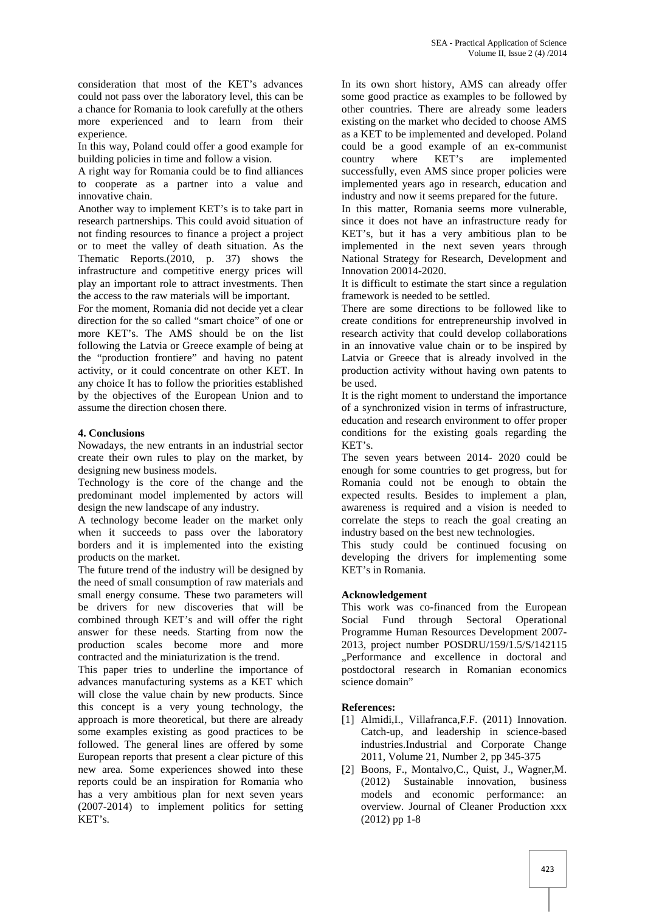consideration that most of the KET's advances could not pass over the laboratory level, this can be a chance for Romania to look carefully at the others more experienced and to learn from their experience.

In this way, Poland could offer a good example for building policies in time and follow a vision.

A right way for Romania could be to find alliances to cooperate as a partner into a value and innovative chain.

Another way to implement KET's is to take part in research partnerships. This could avoid situation of not finding resources to finance a project a project or to meet the valley of death situation. As the Thematic Reports.(2010, p. 37) shows the infrastructure and competitive energy prices will play an important role to attract investments. Then the access to the raw materials will be important.

For the moment, Romania did not decide yet a clear direction for the so called "smart choice" of one or more KET's. The AMS should be on the list following the Latvia or Greece example of being at the "production frontiere" and having no patent activity, or it could concentrate on other KET. In any choice It has to follow the priorities established by the objectives of the European Union and to assume the direction chosen there.

**4. Conclusions**

Nowadays, the new entrants in an industrial sector create their own rules to play on the market, by designing new business models.

Technology is the core of the change and the predominant model implemented by actors will design the new landscape of any industry.

A technology become leader on the market only when it succeeds to pass over the laboratory borders and it is implemented into the existing products on the market.

The future trend of the industry will be designed by the need of small consumption of raw materials and small energy consume. These two parameters will be drivers for new discoveries that will be combined through KET's and will offer the right answer for these needs. Starting from now the production scales become more and more contracted and the miniaturization is the trend.

This paper tries to underline the importance of advances manufacturing systems as a KET which will close the value chain by new products. Since this concept is a very young technology, the approach is more theoretical, but there are already some examples existing as good practices to be followed. The general lines are offered by some European reports that present a clear picture of this new area. Some experiences showed into these reports could be an inspiration for Romania who has a very ambitious plan for next seven years (2007-2014) to implement politics for setting KET's.

In its own short history, AMS can already offer some good practice as examples to be followed by other countries. There are already some leaders existing on the market who decided to choose AMS as a KET to be implemented and developed. Poland could be a good example of an ex-communist country where KET's are implemented successfully, even AMS since proper policies were implemented years ago in research, education and industry and now it seems prepared for the future.

In this matter, Romania seems more vulnerable, since it does not have an infrastructure ready for KET's, but it has a very ambitious plan to be implemented in the next seven years through National Strategy for Research, Development and Innovation 20014-2020.

It is difficult to estimate the start since a regulation framework is needed to be settled.

There are some directions to be followed like to create conditions for entrepreneurship involved in research activity that could develop collaborations in an innovative value chain or to be inspired by Latvia or Greece that is already involved in the production activity without having own patents to be used.

It is the right moment to understand the importance of a synchronized vision in terms of infrastructure, education and research environment to offer proper conditions for the existing goals regarding the KET's.

The seven years between 2014- 2020 could be enough for some countries to get progress, but for Romania could not be enough to obtain the expected results. Besides to implement a plan, awareness is required and a vision is needed to correlate the steps to reach the goal creating an industry based on the best new technologies.

This study could be continued focusing on developing the drivers for implementing some KET's in Romania.

**Acknowledgement**

This work was co-financed from the European Social Fund through Sectoral Operational Programme Human Resources Development 2007-2013, project number POSDRU/159/1.5/S/142115 „Performance and excellence in doctoral and postdoctoral research in Romanian economics science domain"

**References:**

[1] Almidi,I., Villafranca,F.F. (2011) Innovation. Catch-up, and leadership in science-based industries.Industrial and Corporate Change 2011, Volume 21, Number 2, pp 345-375

[2] Boons, F., Montalvo,C., Quist, J., Wagner,M. (2012) Sustainable innovation, business models and economic performance: an overview. Journal of Cleaner Production xxx (2012) pp 1-8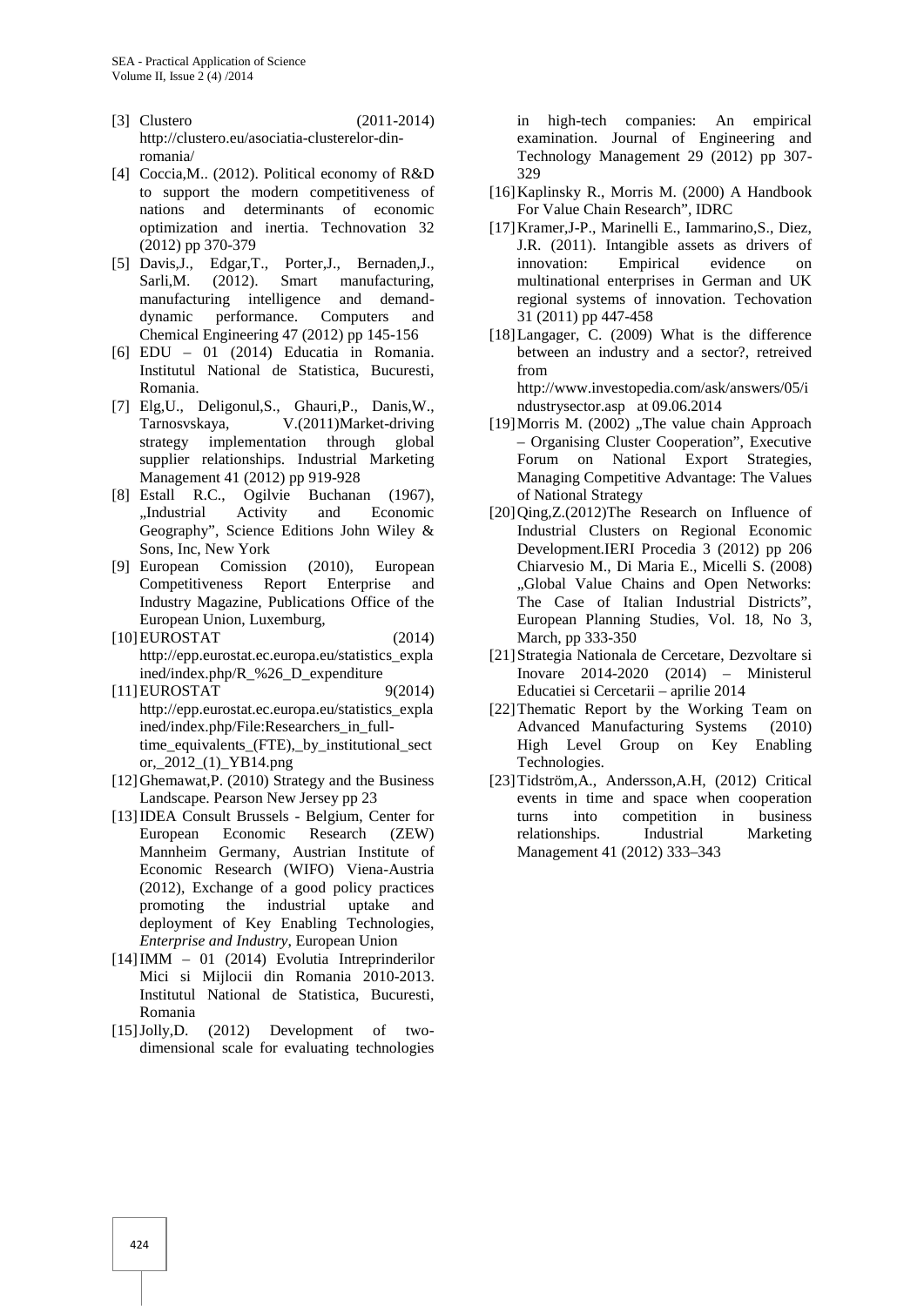[3] Clustero (2011-2014) http://clustero.eu/asociatia-clusterelor-din-romania/

[4] Coccia,M.. (2012). Political economy of R&D to support the modern competitiveness of nations and determinants of economic optimization and inertia. Technovation 32 (2012) pp 370-379

[5] Davis,J., Edgar,T., Porter,J., Bernaden,J., Sarli,M. (2012). Smart manufacturing, manufacturing intelligence and demand-dynamic performance. Computers and Chemical Engineering 47 (2012) pp 145-156

[6] EDU – 01 (2014) Educatia in Romania. Institutul National de Statistica, Bucuresti, Romania.

[7] Elg,U., Deligonul,S., Ghauri,P., Danis,W., Tarnosvskaya, V.(2011)Market-driving strategy implementation through global supplier relationships. Industrial Marketing Management 41 (2012) pp 919-928

[8] Estall R.C., Ogilvie Buchanan (1967), „Industrial Activity and Economic Geography", Science Editions John Wiley & Sons, Inc, New York

[9] European Comission (2010), European Competitiveness Report Enterprise and Industry Magazine, Publications Office of the European Union, Luxemburg,

[10] EUROSTAT (2014) http://epp.eurostat.ec.europa.eu/statistics_explained/index.php/R_%26_D_expenditure

[11] EUROSTAT 9(2014) http://epp.eurostat.ec.europa.eu/statistics_explained/index.php/File:Researchers_in_full-time_equivalents_(FTE),_by_institutional_sector,_2012_(1)_YB14.png

[12] Ghemawat,P. (2010) Strategy and the Business Landscape. Pearson New Jersey pp 23

[13] IDEA Consult Brussels - Belgium, Center for European Economic Research (ZEW) Mannheim Germany, Austrian Institute of Economic Research (WIFO) Viena-Austria (2012), Exchange of a good policy practices promoting the industrial uptake and deployment of Key Enabling Technologies, *Enterprise and Industry*, European Union

[14] IMM – 01 (2014) Evolutia Intreprinderilor Mici si Mijlocii din Romania 2010-2013. Institutul National de Statistica, Bucuresti, Romania

[15] Jolly,D. (2012) Development of two-dimensional scale for evaluating technologies in high-tech companies: An empirical examination. Journal of Engineering and Technology Management 29 (2012) pp 307-329

[16] Kaplinsky R., Morris M. (2000) A Handbook For Value Chain Research", IDRC

[17] Kramer,J-P., Marinelli E., Iammarino,S., Diez, J.R. (2011). Intangible assets as drivers of innovation: Empirical evidence on multinational enterprises in German and UK regional systems of innovation. Techovation 31 (2011) pp 447-458

[18] Langager, C. (2009) What is the difference between an industry and a sector?, retreived from http://www.investopedia.com/ask/answers/05/industrysector.asp at 09.06.2014

[19] Morris M. (2002) „The value chain Approach – Organising Cluster Cooperation", Executive Forum on National Export Strategies, Managing Competitive Advantage: The Values of National Strategy

[20] Qing,Z.(2012)The Research on Influence of Industrial Clusters on Regional Economic Development.IERI Procedia 3 (2012) pp 206 Chiarvesio M., Di Maria E., Micelli S. (2008) „Global Value Chains and Open Networks: The Case of Italian Industrial Districts", European Planning Studies, Vol. 18, No 3, March, pp 333-350

[21] Strategia Nationala de Cercetare, Dezvoltare si Inovare 2014-2020 (2014) – Ministerul Educatiei si Cercetarii – aprilie 2014

[22] Thematic Report by the Working Team on Advanced Manufacturing Systems (2010) High Level Group on Key Enabling Technologies.

[23] Tidström,A., Andersson,A.H, (2012) Critical events in time and space when cooperation turns into competition in business relationships. Industrial Marketing Management 41 (2012) 333–343